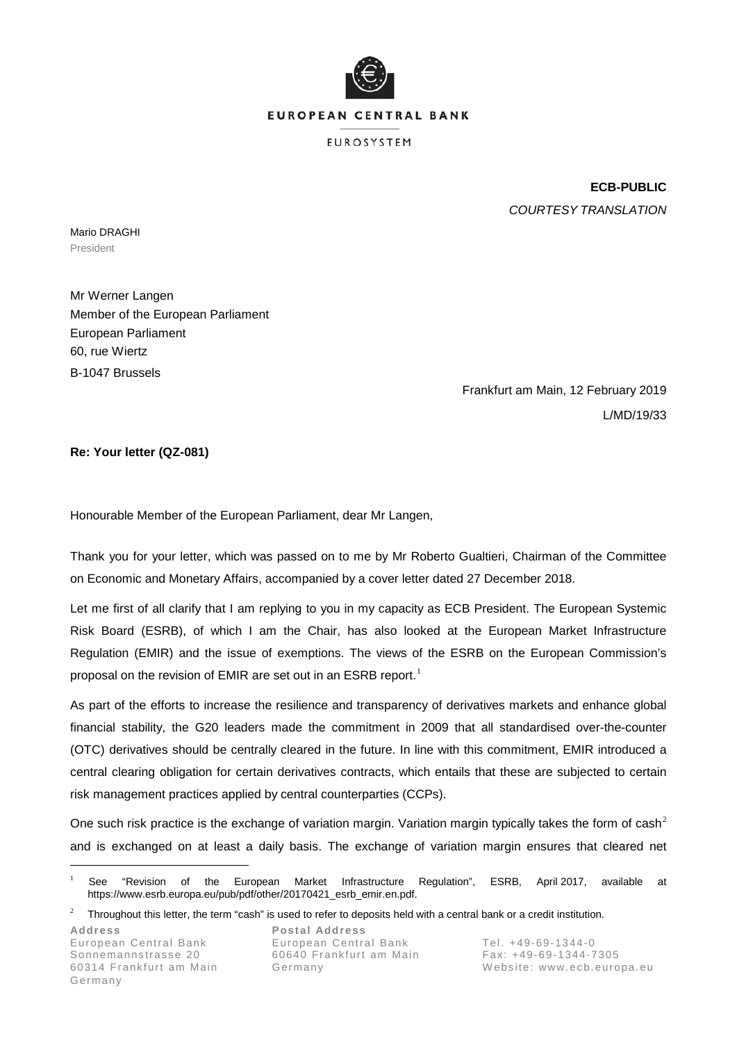EUROPEAN CENTRAL BANK

EUROSYSTEM

**ECB-PUBLIC**

*COURTESY TRANSLATION*

Mario DRAGHI
President

Mr Werner Langen
Member of the European Parliament
European Parliament
60, rue Wiertz
B-1047 Brussels

Frankfurt am Main, 12 February 2019

L/MD/19/33

**Re: Your letter (QZ-081)**

Honourable Member of the European Parliament, dear Mr Langen,

Thank you for your letter, which was passed on to me by Mr Roberto Gualtieri, Chairman of the Committee on Economic and Monetary Affairs, accompanied by a cover letter dated 27 December 2018.

Let me first of all clarify that I am replying to you in my capacity as ECB President. The European Systemic Risk Board (ESRB), of which I am the Chair, has also looked at the European Market Infrastructure Regulation (EMIR) and the issue of exemptions. The views of the ESRB on the European Commission's proposal on the revision of EMIR are set out in an ESRB report.[1]

As part of the efforts to increase the resilience and transparency of derivatives markets and enhance global financial stability, the G20 leaders made the commitment in 2009 that all standardised over-the-counter (OTC) derivatives should be centrally cleared in the future. In line with this commitment, EMIR introduced a central clearing obligation for certain derivatives contracts, which entails that these are subjected to certain risk management practices applied by central counterparties (CCPs).

One such risk practice is the exchange of variation margin. Variation margin typically takes the form of cash[2] and is exchanged on at least a daily basis. The exchange of variation margin ensures that cleared net

---

[1] See "Revision of the European Market Infrastructure Regulation", ESRB, April 2017, available at https://www.esrb.europa.eu/pub/pdf/other/20170421_esrb_emir.en.pdf.

[2] Throughout this letter, the term "cash" is used to refer to deposits held with a central bank or a credit institution.

**Address**
European Central Bank
Sonnemannstrasse 20
60314 Frankfurt am Main
Germany

**Postal Address**
European Central Bank
60640 Frankfurt am Main
Germany

Tel. +49-69-1344-0
Fax: +49-69-1344-7305
Website: www.ecb.europa.eu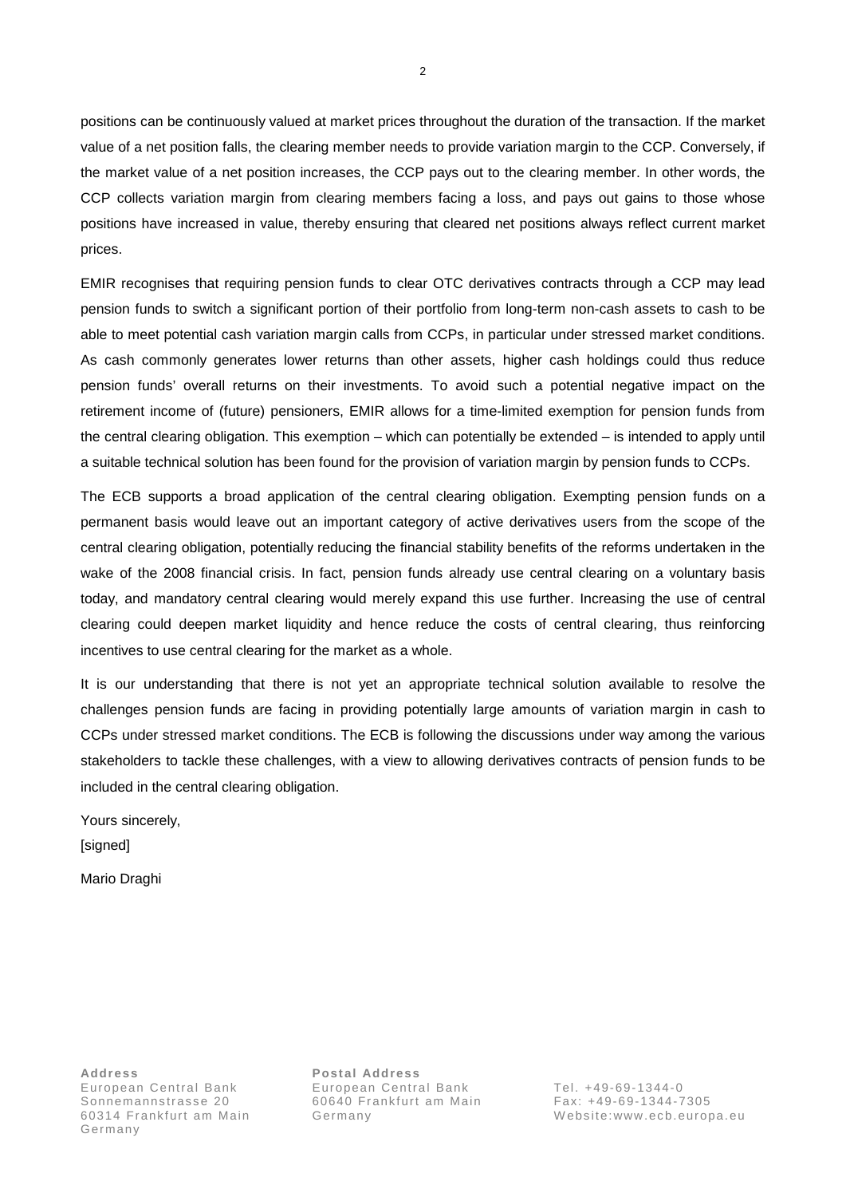positions can be continuously valued at market prices throughout the duration of the transaction. If the market value of a net position falls, the clearing member needs to provide variation margin to the CCP. Conversely, if the market value of a net position increases, the CCP pays out to the clearing member. In other words, the CCP collects variation margin from clearing members facing a loss, and pays out gains to those whose positions have increased in value, thereby ensuring that cleared net positions always reflect current market prices.

EMIR recognises that requiring pension funds to clear OTC derivatives contracts through a CCP may lead pension funds to switch a significant portion of their portfolio from long-term non-cash assets to cash to be able to meet potential cash variation margin calls from CCPs, in particular under stressed market conditions. As cash commonly generates lower returns than other assets, higher cash holdings could thus reduce pension funds' overall returns on their investments. To avoid such a potential negative impact on the retirement income of (future) pensioners, EMIR allows for a time-limited exemption for pension funds from the central clearing obligation. This exemption – which can potentially be extended – is intended to apply until a suitable technical solution has been found for the provision of variation margin by pension funds to CCPs.

The ECB supports a broad application of the central clearing obligation. Exempting pension funds on a permanent basis would leave out an important category of active derivatives users from the scope of the central clearing obligation, potentially reducing the financial stability benefits of the reforms undertaken in the wake of the 2008 financial crisis. In fact, pension funds already use central clearing on a voluntary basis today, and mandatory central clearing would merely expand this use further. Increasing the use of central clearing could deepen market liquidity and hence reduce the costs of central clearing, thus reinforcing incentives to use central clearing for the market as a whole.

It is our understanding that there is not yet an appropriate technical solution available to resolve the challenges pension funds are facing in providing potentially large amounts of variation margin in cash to CCPs under stressed market conditions. The ECB is following the discussions under way among the various stakeholders to tackle these challenges, with a view to allowing derivatives contracts of pension funds to be included in the central clearing obligation.

Yours sincerely,

[signed]

Mario Draghi

**Address**
European Central Bank
Sonnemannstrasse 20
60314 Frankfurt am Main
Germany

**Postal Address**
European Central Bank
60640 Frankfurt am Main
Germany

Tel. +49-69-1344-0
Fax: +49-69-1344-7305
Website:www.ecb.europa.eu